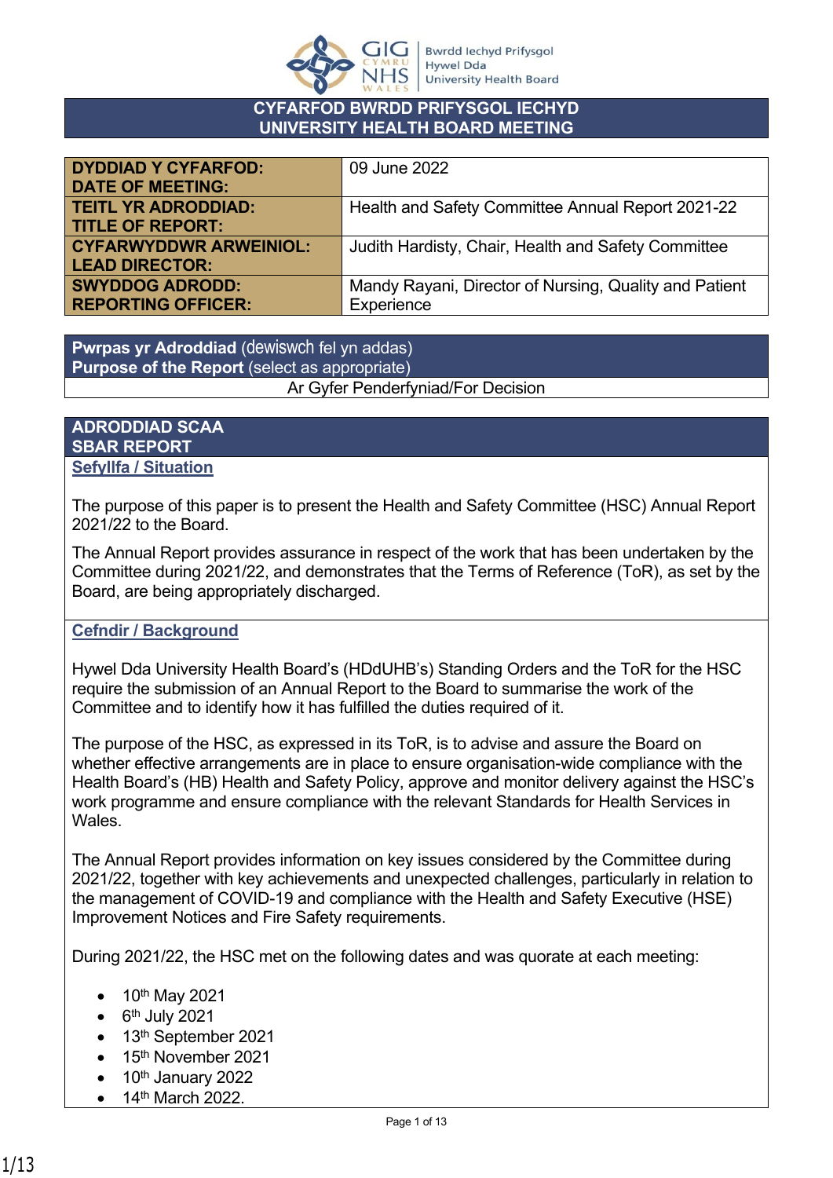Bwrdd Iechyd Prifysgol Hywel Dda University Health Board

# CYFARFOD BWRDD PRIFYSGOL IECHYD
# UNIVERSITY HEALTH BOARD MEETING

| | |
|---|---|
| **DYDDIAD Y CYFARFOD: DATE OF MEETING:** | 09 June 2022 |
| **TEITL YR ADRODDIAD: TITLE OF REPORT:** | Health and Safety Committee Annual Report 2021-22 |
| **CYFARWYDDWR ARWEINIOL: LEAD DIRECTOR:** | Judith Hardisty, Chair, Health and Safety Committee |
| **SWYDDOG ADRODD: REPORTING OFFICER:** | Mandy Rayani, Director of Nursing, Quality and Patient Experience |

| **Pwrpas yr Adroddiad** (dewiswch fel yn addas) **Purpose of the Report** (select as appropriate) |
|---|
| Ar Gyfer Penderfyniad/For Decision |

## ADRODDIAD SCAA
## SBAR REPORT

### Sefyllfa / Situation

The purpose of this paper is to present the Health and Safety Committee (HSC) Annual Report 2021/22 to the Board.

The Annual Report provides assurance in respect of the work that has been undertaken by the Committee during 2021/22, and demonstrates that the Terms of Reference (ToR), as set by the Board, are being appropriately discharged.

### Cefndir / Background

Hywel Dda University Health Board's (HDdUHB's) Standing Orders and the ToR for the HSC require the submission of an Annual Report to the Board to summarise the work of the Committee and to identify how it has fulfilled the duties required of it.

The purpose of the HSC, as expressed in its ToR, is to advise and assure the Board on whether effective arrangements are in place to ensure organisation-wide compliance with the Health Board's (HB) Health and Safety Policy, approve and monitor delivery against the HSC's work programme and ensure compliance with the relevant Standards for Health Services in Wales.

The Annual Report provides information on key issues considered by the Committee during 2021/22, together with key achievements and unexpected challenges, particularly in relation to the management of COVID-19 and compliance with the Health and Safety Executive (HSE) Improvement Notices and Fire Safety requirements.

During 2021/22, the HSC met on the following dates and was quorate at each meeting:

- 10th May 2021
- 6th July 2021
- 13th September 2021
- 15th November 2021
- 10th January 2022
- 14th March 2022.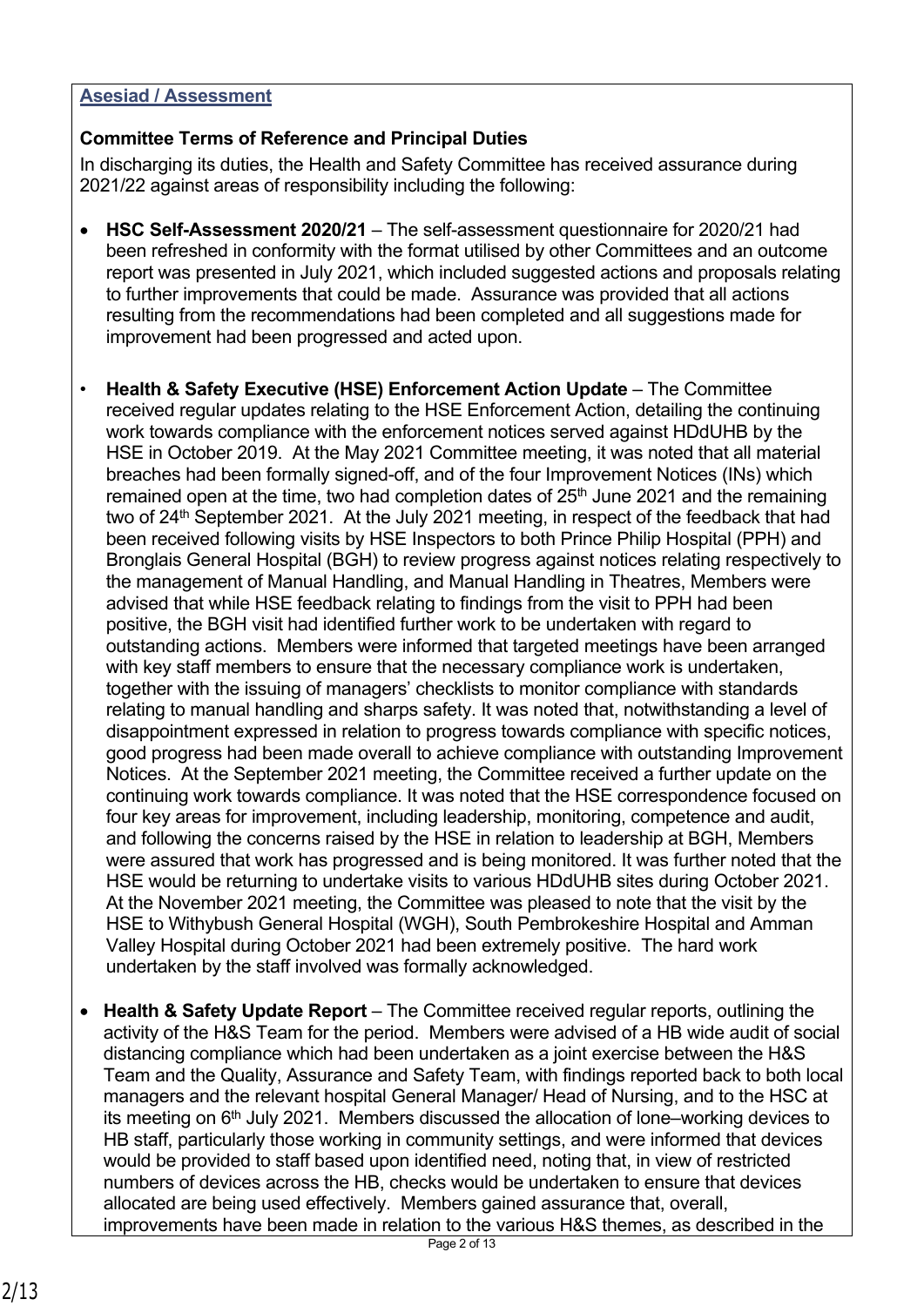## Asesiad / Assessment

**Committee Terms of Reference and Principal Duties**

In discharging its duties, the Health and Safety Committee has received assurance during 2021/22 against areas of responsibility including the following:

- **HSC Self-Assessment 2020/21** – The self-assessment questionnaire for 2020/21 had been refreshed in conformity with the format utilised by other Committees and an outcome report was presented in July 2021, which included suggested actions and proposals relating to further improvements that could be made. Assurance was provided that all actions resulting from the recommendations had been completed and all suggestions made for improvement had been progressed and acted upon.

- **Health & Safety Executive (HSE) Enforcement Action Update** – The Committee received regular updates relating to the HSE Enforcement Action, detailing the continuing work towards compliance with the enforcement notices served against HDdUHB by the HSE in October 2019. At the May 2021 Committee meeting, it was noted that all material breaches had been formally signed-off, and of the four Improvement Notices (INs) which remained open at the time, two had completion dates of 25th June 2021 and the remaining two of 24th September 2021. At the July 2021 meeting, in respect of the feedback that had been received following visits by HSE Inspectors to both Prince Philip Hospital (PPH) and Bronglais General Hospital (BGH) to review progress against notices relating respectively to the management of Manual Handling, and Manual Handling in Theatres, Members were advised that while HSE feedback relating to findings from the visit to PPH had been positive, the BGH visit had identified further work to be undertaken with regard to outstanding actions. Members were informed that targeted meetings have been arranged with key staff members to ensure that the necessary compliance work is undertaken, together with the issuing of managers' checklists to monitor compliance with standards relating to manual handling and sharps safety. It was noted that, notwithstanding a level of disappointment expressed in relation to progress towards compliance with specific notices, good progress had been made overall to achieve compliance with outstanding Improvement Notices. At the September 2021 meeting, the Committee received a further update on the continuing work towards compliance. It was noted that the HSE correspondence focused on four key areas for improvement, including leadership, monitoring, competence and audit, and following the concerns raised by the HSE in relation to leadership at BGH, Members were assured that work has progressed and is being monitored. It was further noted that the HSE would be returning to undertake visits to various HDdUHB sites during October 2021. At the November 2021 meeting, the Committee was pleased to note that the visit by the HSE to Withybush General Hospital (WGH), South Pembrokeshire Hospital and Amman Valley Hospital during October 2021 had been extremely positive. The hard work undertaken by the staff involved was formally acknowledged.

- **Health & Safety Update Report** – The Committee received regular reports, outlining the activity of the H&S Team for the period. Members were advised of a HB wide audit of social distancing compliance which had been undertaken as a joint exercise between the H&S Team and the Quality, Assurance and Safety Team, with findings reported back to both local managers and the relevant hospital General Manager/ Head of Nursing, and to the HSC at its meeting on 6th July 2021. Members discussed the allocation of lone–working devices to HB staff, particularly those working in community settings, and were informed that devices would be provided to staff based upon identified need, noting that, in view of restricted numbers of devices across the HB, checks would be undertaken to ensure that devices allocated are being used effectively. Members gained assurance that, overall, improvements have been made in relation to the various H&S themes, as described in the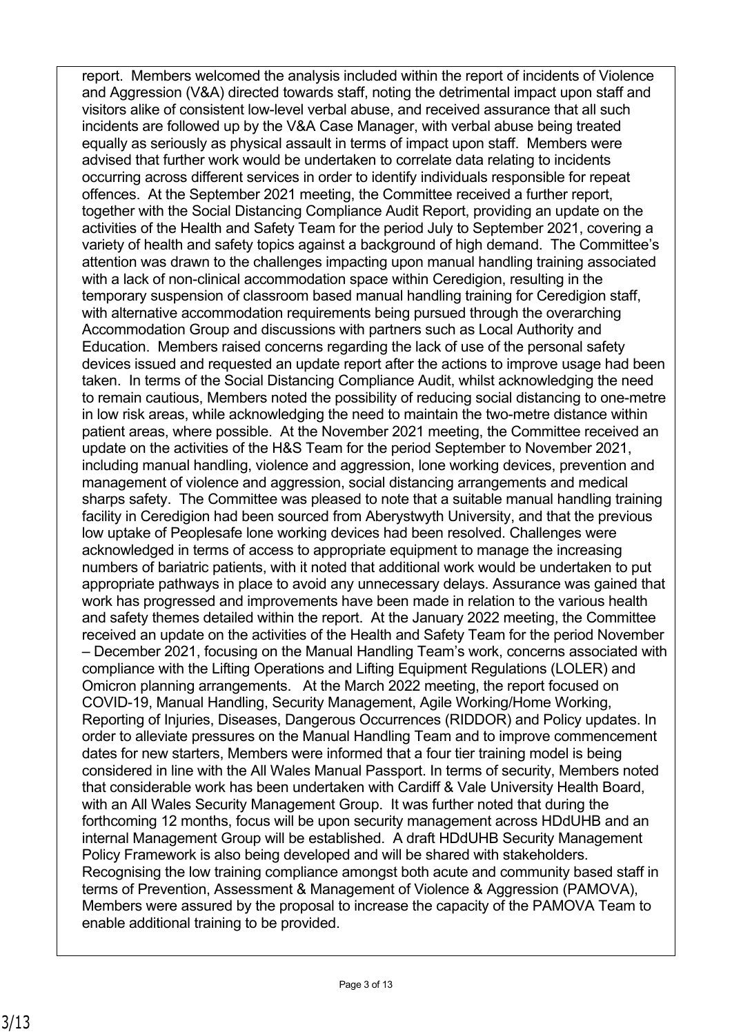report. Members welcomed the analysis included within the report of incidents of Violence and Aggression (V&A) directed towards staff, noting the detrimental impact upon staff and visitors alike of consistent low-level verbal abuse, and received assurance that all such incidents are followed up by the V&A Case Manager, with verbal abuse being treated equally as seriously as physical assault in terms of impact upon staff. Members were advised that further work would be undertaken to correlate data relating to incidents occurring across different services in order to identify individuals responsible for repeat offences. At the September 2021 meeting, the Committee received a further report, together with the Social Distancing Compliance Audit Report, providing an update on the activities of the Health and Safety Team for the period July to September 2021, covering a variety of health and safety topics against a background of high demand. The Committee's attention was drawn to the challenges impacting upon manual handling training associated with a lack of non-clinical accommodation space within Ceredigion, resulting in the temporary suspension of classroom based manual handling training for Ceredigion staff, with alternative accommodation requirements being pursued through the overarching Accommodation Group and discussions with partners such as Local Authority and Education. Members raised concerns regarding the lack of use of the personal safety devices issued and requested an update report after the actions to improve usage had been taken. In terms of the Social Distancing Compliance Audit, whilst acknowledging the need to remain cautious, Members noted the possibility of reducing social distancing to one-metre in low risk areas, while acknowledging the need to maintain the two-metre distance within patient areas, where possible. At the November 2021 meeting, the Committee received an update on the activities of the H&S Team for the period September to November 2021, including manual handling, violence and aggression, lone working devices, prevention and management of violence and aggression, social distancing arrangements and medical sharps safety. The Committee was pleased to note that a suitable manual handling training facility in Ceredigion had been sourced from Aberystwyth University, and that the previous low uptake of Peoplesafe lone working devices had been resolved. Challenges were acknowledged in terms of access to appropriate equipment to manage the increasing numbers of bariatric patients, with it noted that additional work would be undertaken to put appropriate pathways in place to avoid any unnecessary delays. Assurance was gained that work has progressed and improvements have been made in relation to the various health and safety themes detailed within the report. At the January 2022 meeting, the Committee received an update on the activities of the Health and Safety Team for the period November – December 2021, focusing on the Manual Handling Team's work, concerns associated with compliance with the Lifting Operations and Lifting Equipment Regulations (LOLER) and Omicron planning arrangements. At the March 2022 meeting, the report focused on COVID-19, Manual Handling, Security Management, Agile Working/Home Working, Reporting of Injuries, Diseases, Dangerous Occurrences (RIDDOR) and Policy updates. In order to alleviate pressures on the Manual Handling Team and to improve commencement dates for new starters, Members were informed that a four tier training model is being considered in line with the All Wales Manual Passport. In terms of security, Members noted that considerable work has been undertaken with Cardiff & Vale University Health Board, with an All Wales Security Management Group. It was further noted that during the forthcoming 12 months, focus will be upon security management across HDdUHB and an internal Management Group will be established. A draft HDdUHB Security Management Policy Framework is also being developed and will be shared with stakeholders. Recognising the low training compliance amongst both acute and community based staff in terms of Prevention, Assessment & Management of Violence & Aggression (PAMOVA), Members were assured by the proposal to increase the capacity of the PAMOVA Team to enable additional training to be provided.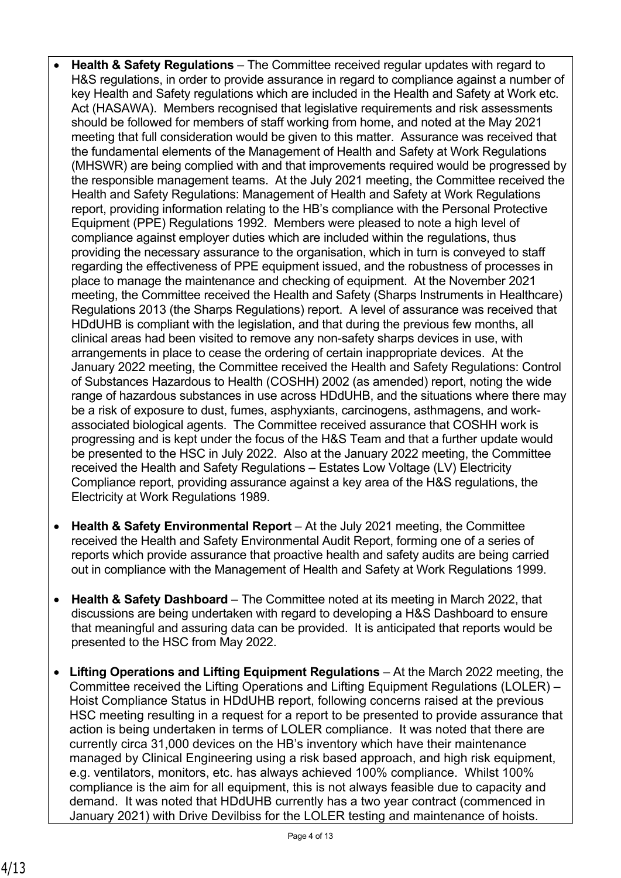- **Health & Safety Regulations** – The Committee received regular updates with regard to H&S regulations, in order to provide assurance in regard to compliance against a number of key Health and Safety regulations which are included in the Health and Safety at Work etc. Act (HASAWA). Members recognised that legislative requirements and risk assessments should be followed for members of staff working from home, and noted at the May 2021 meeting that full consideration would be given to this matter. Assurance was received that the fundamental elements of the Management of Health and Safety at Work Regulations (MHSWR) are being complied with and that improvements required would be progressed by the responsible management teams. At the July 2021 meeting, the Committee received the Health and Safety Regulations: Management of Health and Safety at Work Regulations report, providing information relating to the HB's compliance with the Personal Protective Equipment (PPE) Regulations 1992. Members were pleased to note a high level of compliance against employer duties which are included within the regulations, thus providing the necessary assurance to the organisation, which in turn is conveyed to staff regarding the effectiveness of PPE equipment issued, and the robustness of processes in place to manage the maintenance and checking of equipment. At the November 2021 meeting, the Committee received the Health and Safety (Sharps Instruments in Healthcare) Regulations 2013 (the Sharps Regulations) report. A level of assurance was received that HDdUHB is compliant with the legislation, and that during the previous few months, all clinical areas had been visited to remove any non-safety sharps devices in use, with arrangements in place to cease the ordering of certain inappropriate devices. At the January 2022 meeting, the Committee received the Health and Safety Regulations: Control of Substances Hazardous to Health (COSHH) 2002 (as amended) report, noting the wide range of hazardous substances in use across HDdUHB, and the situations where there may be a risk of exposure to dust, fumes, asphyxiants, carcinogens, asthmagens, and work-associated biological agents. The Committee received assurance that COSHH work is progressing and is kept under the focus of the H&S Team and that a further update would be presented to the HSC in July 2022. Also at the January 2022 meeting, the Committee received the Health and Safety Regulations – Estates Low Voltage (LV) Electricity Compliance report, providing assurance against a key area of the H&S regulations, the Electricity at Work Regulations 1989.

- **Health & Safety Environmental Report** – At the July 2021 meeting, the Committee received the Health and Safety Environmental Audit Report, forming one of a series of reports which provide assurance that proactive health and safety audits are being carried out in compliance with the Management of Health and Safety at Work Regulations 1999.

- **Health & Safety Dashboard** – The Committee noted at its meeting in March 2022, that discussions are being undertaken with regard to developing a H&S Dashboard to ensure that meaningful and assuring data can be provided. It is anticipated that reports would be presented to the HSC from May 2022.

- **Lifting Operations and Lifting Equipment Regulations** – At the March 2022 meeting, the Committee received the Lifting Operations and Lifting Equipment Regulations (LOLER) – Hoist Compliance Status in HDdUHB report, following concerns raised at the previous HSC meeting resulting in a request for a report to be presented to provide assurance that action is being undertaken in terms of LOLER compliance. It was noted that there are currently circa 31,000 devices on the HB's inventory which have their maintenance managed by Clinical Engineering using a risk based approach, and high risk equipment, e.g. ventilators, monitors, etc. has always achieved 100% compliance. Whilst 100% compliance is the aim for all equipment, this is not always feasible due to capacity and demand. It was noted that HDdUHB currently has a two year contract (commenced in January 2021) with Drive Devilbiss for the LOLER testing and maintenance of hoists.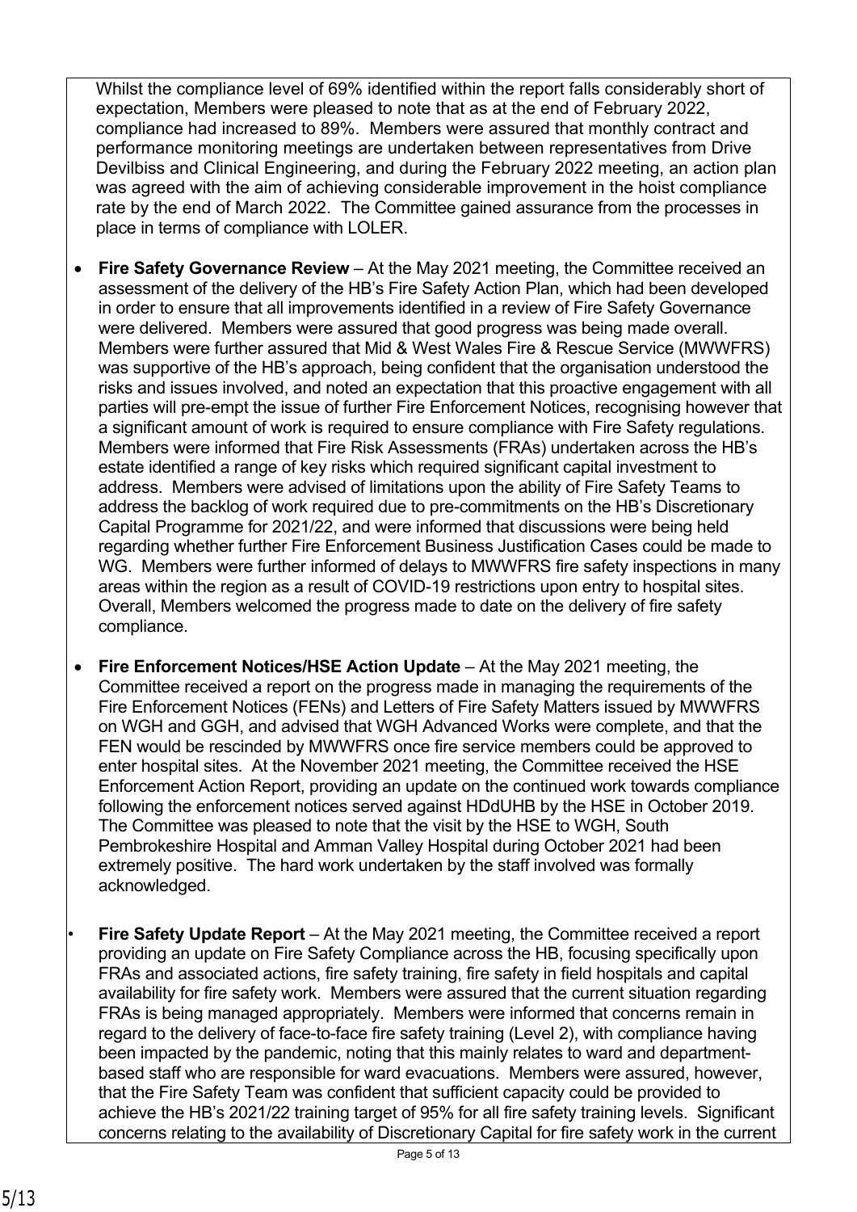Whilst the compliance level of 69% identified within the report falls considerably short of expectation, Members were pleased to note that as at the end of February 2022, compliance had increased to 89%. Members were assured that monthly contract and performance monitoring meetings are undertaken between representatives from Drive Devilbiss and Clinical Engineering, and during the February 2022 meeting, an action plan was agreed with the aim of achieving considerable improvement in the hoist compliance rate by the end of March 2022. The Committee gained assurance from the processes in place in terms of compliance with LOLER.

- **Fire Safety Governance Review** – At the May 2021 meeting, the Committee received an assessment of the delivery of the HB's Fire Safety Action Plan, which had been developed in order to ensure that all improvements identified in a review of Fire Safety Governance were delivered. Members were assured that good progress was being made overall. Members were further assured that Mid & West Wales Fire & Rescue Service (MWWFRS) was supportive of the HB's approach, being confident that the organisation understood the risks and issues involved, and noted an expectation that this proactive engagement with all parties will pre-empt the issue of further Fire Enforcement Notices, recognising however that a significant amount of work is required to ensure compliance with Fire Safety regulations. Members were informed that Fire Risk Assessments (FRAs) undertaken across the HB's estate identified a range of key risks which required significant capital investment to address. Members were advised of limitations upon the ability of Fire Safety Teams to address the backlog of work required due to pre-commitments on the HB's Discretionary Capital Programme for 2021/22, and were informed that discussions were being held regarding whether further Fire Enforcement Business Justification Cases could be made to WG. Members were further informed of delays to MWWFRS fire safety inspections in many areas within the region as a result of COVID-19 restrictions upon entry to hospital sites. Overall, Members welcomed the progress made to date on the delivery of fire safety compliance.

- **Fire Enforcement Notices/HSE Action Update** – At the May 2021 meeting, the Committee received a report on the progress made in managing the requirements of the Fire Enforcement Notices (FENs) and Letters of Fire Safety Matters issued by MWWFRS on WGH and GGH, and advised that WGH Advanced Works were complete, and that the FEN would be rescinded by MWWFRS once fire service members could be approved to enter hospital sites. At the November 2021 meeting, the Committee received the HSE Enforcement Action Report, providing an update on the continued work towards compliance following the enforcement notices served against HDdUHB by the HSE in October 2019. The Committee was pleased to note that the visit by the HSE to WGH, South Pembrokeshire Hospital and Amman Valley Hospital during October 2021 had been extremely positive. The hard work undertaken by the staff involved was formally acknowledged.

- **Fire Safety Update Report** – At the May 2021 meeting, the Committee received a report providing an update on Fire Safety Compliance across the HB, focusing specifically upon FRAs and associated actions, fire safety training, fire safety in field hospitals and capital availability for fire safety work. Members were assured that the current situation regarding FRAs is being managed appropriately. Members were informed that concerns remain in regard to the delivery of face-to-face fire safety training (Level 2), with compliance having been impacted by the pandemic, noting that this mainly relates to ward and department-based staff who are responsible for ward evacuations. Members were assured, however, that the Fire Safety Team was confident that sufficient capacity could be provided to achieve the HB's 2021/22 training target of 95% for all fire safety training levels. Significant concerns relating to the availability of Discretionary Capital for fire safety work in the current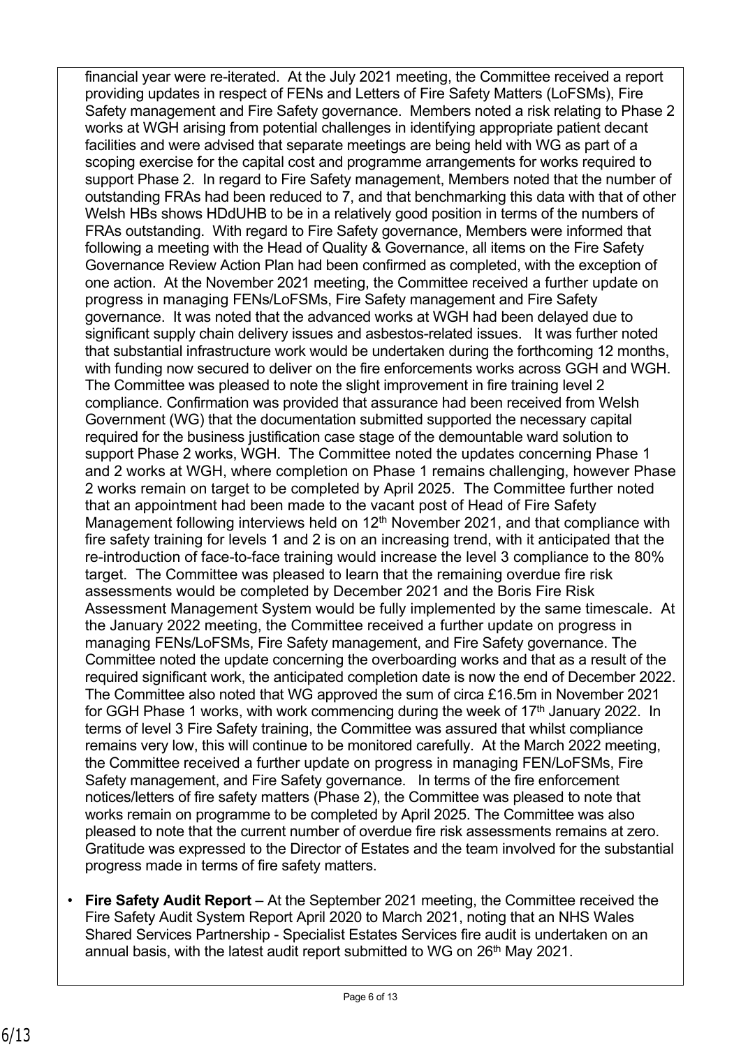financial year were re-iterated. At the July 2021 meeting, the Committee received a report providing updates in respect of FENs and Letters of Fire Safety Matters (LoFSMs), Fire Safety management and Fire Safety governance. Members noted a risk relating to Phase 2 works at WGH arising from potential challenges in identifying appropriate patient decant facilities and were advised that separate meetings are being held with WG as part of a scoping exercise for the capital cost and programme arrangements for works required to support Phase 2. In regard to Fire Safety management, Members noted that the number of outstanding FRAs had been reduced to 7, and that benchmarking this data with that of other Welsh HBs shows HDdUHB to be in a relatively good position in terms of the numbers of FRAs outstanding. With regard to Fire Safety governance, Members were informed that following a meeting with the Head of Quality & Governance, all items on the Fire Safety Governance Review Action Plan had been confirmed as completed, with the exception of one action. At the November 2021 meeting, the Committee received a further update on progress in managing FENs/LoFSMs, Fire Safety management and Fire Safety governance. It was noted that the advanced works at WGH had been delayed due to significant supply chain delivery issues and asbestos-related issues. It was further noted that substantial infrastructure work would be undertaken during the forthcoming 12 months, with funding now secured to deliver on the fire enforcements works across GGH and WGH. The Committee was pleased to note the slight improvement in fire training level 2 compliance. Confirmation was provided that assurance had been received from Welsh Government (WG) that the documentation submitted supported the necessary capital required for the business justification case stage of the demountable ward solution to support Phase 2 works, WGH. The Committee noted the updates concerning Phase 1 and 2 works at WGH, where completion on Phase 1 remains challenging, however Phase 2 works remain on target to be completed by April 2025. The Committee further noted that an appointment had been made to the vacant post of Head of Fire Safety Management following interviews held on 12th November 2021, and that compliance with fire safety training for levels 1 and 2 is on an increasing trend, with it anticipated that the re-introduction of face-to-face training would increase the level 3 compliance to the 80% target. The Committee was pleased to learn that the remaining overdue fire risk assessments would be completed by December 2021 and the Boris Fire Risk Assessment Management System would be fully implemented by the same timescale. At the January 2022 meeting, the Committee received a further update on progress in managing FENs/LoFSMs, Fire Safety management, and Fire Safety governance. The Committee noted the update concerning the overboarding works and that as a result of the required significant work, the anticipated completion date is now the end of December 2022. The Committee also noted that WG approved the sum of circa £16.5m in November 2021 for GGH Phase 1 works, with work commencing during the week of 17th January 2022. In terms of level 3 Fire Safety training, the Committee was assured that whilst compliance remains very low, this will continue to be monitored carefully. At the March 2022 meeting, the Committee received a further update on progress in managing FEN/LoFSMs, Fire Safety management, and Fire Safety governance. In terms of the fire enforcement notices/letters of fire safety matters (Phase 2), the Committee was pleased to note that works remain on programme to be completed by April 2025. The Committee was also pleased to note that the current number of overdue fire risk assessments remains at zero. Gratitude was expressed to the Director of Estates and the team involved for the substantial progress made in terms of fire safety matters.

- **Fire Safety Audit Report** – At the September 2021 meeting, the Committee received the Fire Safety Audit System Report April 2020 to March 2021, noting that an NHS Wales Shared Services Partnership - Specialist Estates Services fire audit is undertaken on an annual basis, with the latest audit report submitted to WG on 26th May 2021.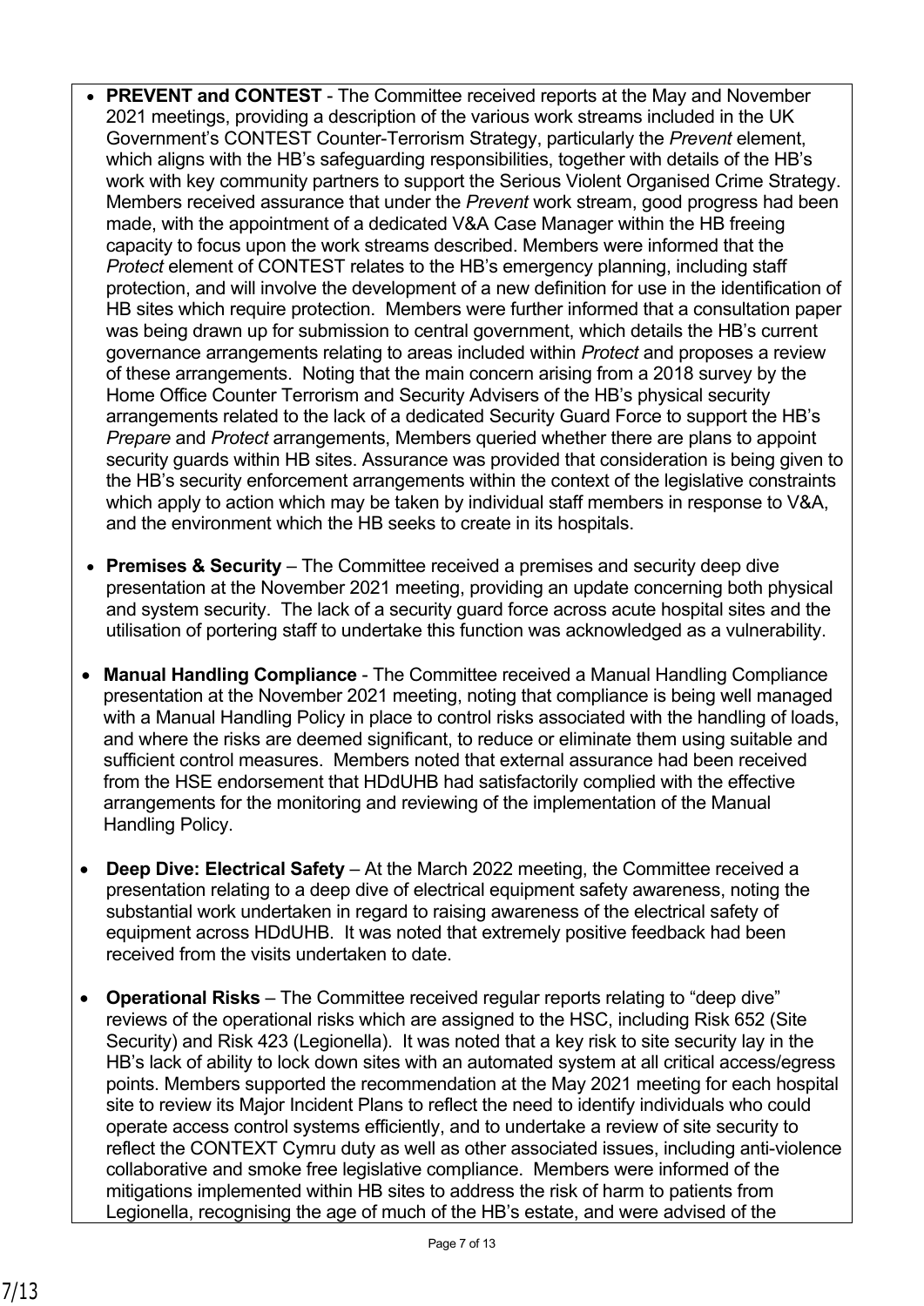- **PREVENT and CONTEST** - The Committee received reports at the May and November 2021 meetings, providing a description of the various work streams included in the UK Government's CONTEST Counter-Terrorism Strategy, particularly the *Prevent* element, which aligns with the HB's safeguarding responsibilities, together with details of the HB's work with key community partners to support the Serious Violent Organised Crime Strategy. Members received assurance that under the *Prevent* work stream, good progress had been made, with the appointment of a dedicated V&A Case Manager within the HB freeing capacity to focus upon the work streams described. Members were informed that the *Protect* element of CONTEST relates to the HB's emergency planning, including staff protection, and will involve the development of a new definition for use in the identification of HB sites which require protection. Members were further informed that a consultation paper was being drawn up for submission to central government, which details the HB's current governance arrangements relating to areas included within *Protect* and proposes a review of these arrangements. Noting that the main concern arising from a 2018 survey by the Home Office Counter Terrorism and Security Advisers of the HB's physical security arrangements related to the lack of a dedicated Security Guard Force to support the HB's *Prepare* and *Protect* arrangements, Members queried whether there are plans to appoint security guards within HB sites. Assurance was provided that consideration is being given to the HB's security enforcement arrangements within the context of the legislative constraints which apply to action which may be taken by individual staff members in response to V&A, and the environment which the HB seeks to create in its hospitals.

- **Premises & Security** – The Committee received a premises and security deep dive presentation at the November 2021 meeting, providing an update concerning both physical and system security. The lack of a security guard force across acute hospital sites and the utilisation of portering staff to undertake this function was acknowledged as a vulnerability.

- **Manual Handling Compliance** - The Committee received a Manual Handling Compliance presentation at the November 2021 meeting, noting that compliance is being well managed with a Manual Handling Policy in place to control risks associated with the handling of loads, and where the risks are deemed significant, to reduce or eliminate them using suitable and sufficient control measures. Members noted that external assurance had been received from the HSE endorsement that HDdUHB had satisfactorily complied with the effective arrangements for the monitoring and reviewing of the implementation of the Manual Handling Policy.

- **Deep Dive: Electrical Safety** – At the March 2022 meeting, the Committee received a presentation relating to a deep dive of electrical equipment safety awareness, noting the substantial work undertaken in regard to raising awareness of the electrical safety of equipment across HDdUHB. It was noted that extremely positive feedback had been received from the visits undertaken to date.

- **Operational Risks** – The Committee received regular reports relating to "deep dive" reviews of the operational risks which are assigned to the HSC, including Risk 652 (Site Security) and Risk 423 (Legionella). It was noted that a key risk to site security lay in the HB's lack of ability to lock down sites with an automated system at all critical access/egress points. Members supported the recommendation at the May 2021 meeting for each hospital site to review its Major Incident Plans to reflect the need to identify individuals who could operate access control systems efficiently, and to undertake a review of site security to reflect the CONTEXT Cymru duty as well as other associated issues, including anti-violence collaborative and smoke free legislative compliance. Members were informed of the mitigations implemented within HB sites to address the risk of harm to patients from Legionella, recognising the age of much of the HB's estate, and were advised of the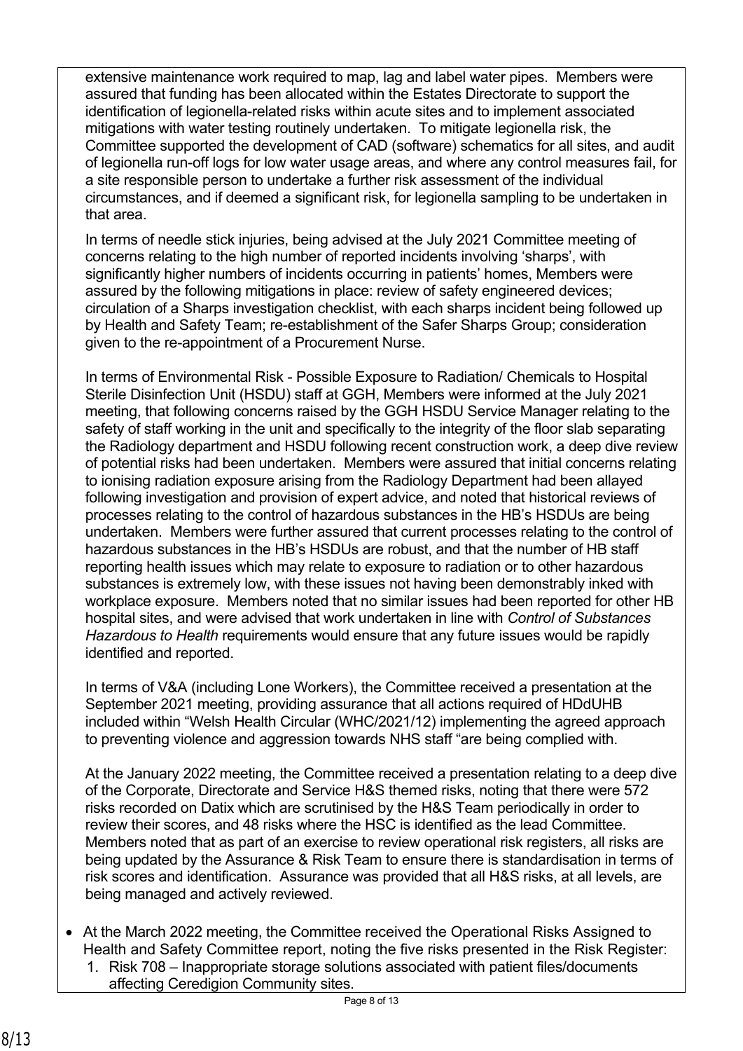extensive maintenance work required to map, lag and label water pipes. Members were assured that funding has been allocated within the Estates Directorate to support the identification of legionella-related risks within acute sites and to implement associated mitigations with water testing routinely undertaken. To mitigate legionella risk, the Committee supported the development of CAD (software) schematics for all sites, and audit of legionella run-off logs for low water usage areas, and where any control measures fail, for a site responsible person to undertake a further risk assessment of the individual circumstances, and if deemed a significant risk, for legionella sampling to be undertaken in that area.

In terms of needle stick injuries, being advised at the July 2021 Committee meeting of concerns relating to the high number of reported incidents involving 'sharps', with significantly higher numbers of incidents occurring in patients' homes, Members were assured by the following mitigations in place: review of safety engineered devices; circulation of a Sharps investigation checklist, with each sharps incident being followed up by Health and Safety Team; re-establishment of the Safer Sharps Group; consideration given to the re-appointment of a Procurement Nurse.

In terms of Environmental Risk - Possible Exposure to Radiation/ Chemicals to Hospital Sterile Disinfection Unit (HSDU) staff at GGH, Members were informed at the July 2021 meeting, that following concerns raised by the GGH HSDU Service Manager relating to the safety of staff working in the unit and specifically to the integrity of the floor slab separating the Radiology department and HSDU following recent construction work, a deep dive review of potential risks had been undertaken. Members were assured that initial concerns relating to ionising radiation exposure arising from the Radiology Department had been allayed following investigation and provision of expert advice, and noted that historical reviews of processes relating to the control of hazardous substances in the HB's HSDUs are being undertaken. Members were further assured that current processes relating to the control of hazardous substances in the HB's HSDUs are robust, and that the number of HB staff reporting health issues which may relate to exposure to radiation or to other hazardous substances is extremely low, with these issues not having been demonstrably inked with workplace exposure. Members noted that no similar issues had been reported for other HB hospital sites, and were advised that work undertaken in line with *Control of Substances Hazardous to Health* requirements would ensure that any future issues would be rapidly identified and reported.

In terms of V&A (including Lone Workers), the Committee received a presentation at the September 2021 meeting, providing assurance that all actions required of HDdUHB included within "Welsh Health Circular (WHC/2021/12) implementing the agreed approach to preventing violence and aggression towards NHS staff "are being complied with.

At the January 2022 meeting, the Committee received a presentation relating to a deep dive of the Corporate, Directorate and Service H&S themed risks, noting that there were 572 risks recorded on Datix which are scrutinised by the H&S Team periodically in order to review their scores, and 48 risks where the HSC is identified as the lead Committee. Members noted that as part of an exercise to review operational risk registers, all risks are being updated by the Assurance & Risk Team to ensure there is standardisation in terms of risk scores and identification. Assurance was provided that all H&S risks, at all levels, are being managed and actively reviewed.

- At the March 2022 meeting, the Committee received the Operational Risks Assigned to Health and Safety Committee report, noting the five risks presented in the Risk Register:
  1. Risk 708 – Inappropriate storage solutions associated with patient files/documents affecting Ceredigion Community sites.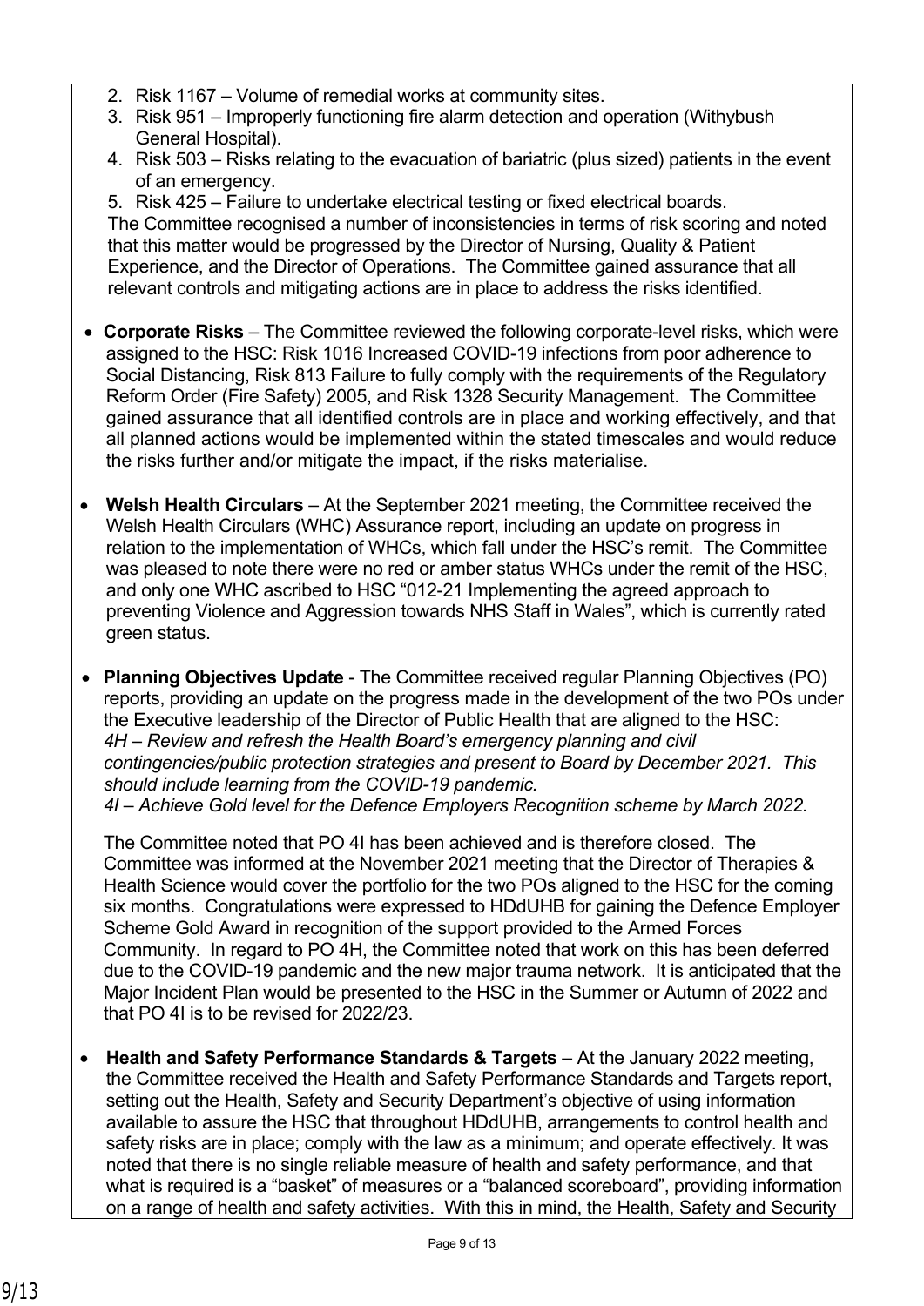2. Risk 1167 – Volume of remedial works at community sites.
3. Risk 951 – Improperly functioning fire alarm detection and operation (Withybush General Hospital).
4. Risk 503 – Risks relating to the evacuation of bariatric (plus sized) patients in the event of an emergency.
5. Risk 425 – Failure to undertake electrical testing or fixed electrical boards.

The Committee recognised a number of inconsistencies in terms of risk scoring and noted that this matter would be progressed by the Director of Nursing, Quality & Patient Experience, and the Director of Operations. The Committee gained assurance that all relevant controls and mitigating actions are in place to address the risks identified.

- **Corporate Risks** – The Committee reviewed the following corporate-level risks, which were assigned to the HSC: Risk 1016 Increased COVID-19 infections from poor adherence to Social Distancing, Risk 813 Failure to fully comply with the requirements of the Regulatory Reform Order (Fire Safety) 2005, and Risk 1328 Security Management. The Committee gained assurance that all identified controls are in place and working effectively, and that all planned actions would be implemented within the stated timescales and would reduce the risks further and/or mitigate the impact, if the risks materialise.

- **Welsh Health Circulars** – At the September 2021 meeting, the Committee received the Welsh Health Circulars (WHC) Assurance report, including an update on progress in relation to the implementation of WHCs, which fall under the HSC's remit. The Committee was pleased to note there were no red or amber status WHCs under the remit of the HSC, and only one WHC ascribed to HSC "012-21 Implementing the agreed approach to preventing Violence and Aggression towards NHS Staff in Wales", which is currently rated green status.

- **Planning Objectives Update** - The Committee received regular Planning Objectives (PO) reports, providing an update on the progress made in the development of the two POs under the Executive leadership of the Director of Public Health that are aligned to the HSC:
  *4H – Review and refresh the Health Board's emergency planning and civil contingencies/public protection strategies and present to Board by December 2021. This should include learning from the COVID-19 pandemic.*
  *4I – Achieve Gold level for the Defence Employers Recognition scheme by March 2022.*

  The Committee noted that PO 4I has been achieved and is therefore closed. The Committee was informed at the November 2021 meeting that the Director of Therapies & Health Science would cover the portfolio for the two POs aligned to the HSC for the coming six months. Congratulations were expressed to HDdUHB for gaining the Defence Employer Scheme Gold Award in recognition of the support provided to the Armed Forces Community. In regard to PO 4H, the Committee noted that work on this has been deferred due to the COVID-19 pandemic and the new major trauma network. It is anticipated that the Major Incident Plan would be presented to the HSC in the Summer or Autumn of 2022 and that PO 4I is to be revised for 2022/23.

- **Health and Safety Performance Standards & Targets** – At the January 2022 meeting, the Committee received the Health and Safety Performance Standards and Targets report, setting out the Health, Safety and Security Department's objective of using information available to assure the HSC that throughout HDdUHB, arrangements to control health and safety risks are in place; comply with the law as a minimum; and operate effectively. It was noted that there is no single reliable measure of health and safety performance, and that what is required is a "basket" of measures or a "balanced scoreboard", providing information on a range of health and safety activities. With this in mind, the Health, Safety and Security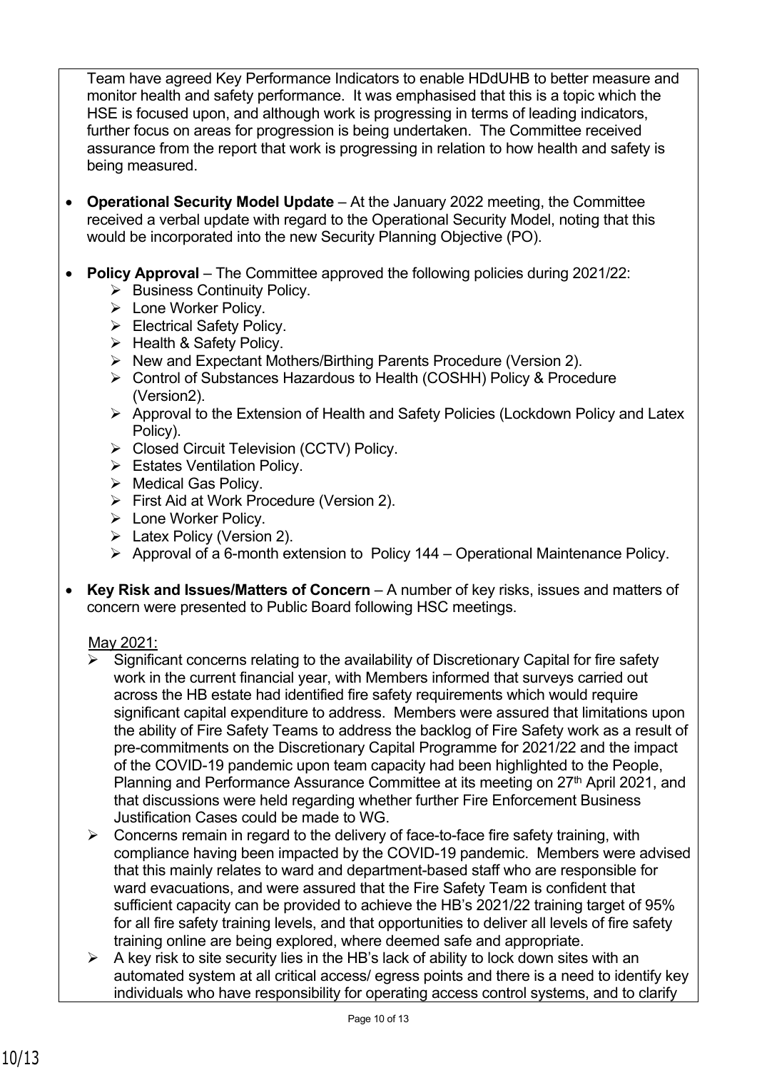Team have agreed Key Performance Indicators to enable HDdUHB to better measure and monitor health and safety performance. It was emphasised that this is a topic which the HSE is focused upon, and although work is progressing in terms of leading indicators, further focus on areas for progression is being undertaken. The Committee received assurance from the report that work is progressing in relation to how health and safety is being measured.

- **Operational Security Model Update** – At the January 2022 meeting, the Committee received a verbal update with regard to the Operational Security Model, noting that this would be incorporated into the new Security Planning Objective (PO).

- **Policy Approval** – The Committee approved the following policies during 2021/22:
  - Business Continuity Policy.
  - Lone Worker Policy.
  - Electrical Safety Policy.
  - Health & Safety Policy.
  - New and Expectant Mothers/Birthing Parents Procedure (Version 2).
  - Control of Substances Hazardous to Health (COSHH) Policy & Procedure (Version2).
  - Approval to the Extension of Health and Safety Policies (Lockdown Policy and Latex Policy).
  - Closed Circuit Television (CCTV) Policy.
  - Estates Ventilation Policy.
  - Medical Gas Policy.
  - First Aid at Work Procedure (Version 2).
  - Lone Worker Policy.
  - Latex Policy (Version 2).
  - Approval of a 6-month extension to Policy 144 – Operational Maintenance Policy.

- **Key Risk and Issues/Matters of Concern** – A number of key risks, issues and matters of concern were presented to Public Board following HSC meetings.

  May 2021:
  - Significant concerns relating to the availability of Discretionary Capital for fire safety work in the current financial year, with Members informed that surveys carried out across the HB estate had identified fire safety requirements which would require significant capital expenditure to address. Members were assured that limitations upon the ability of Fire Safety Teams to address the backlog of Fire Safety work as a result of pre-commitments on the Discretionary Capital Programme for 2021/22 and the impact of the COVID-19 pandemic upon team capacity had been highlighted to the People, Planning and Performance Assurance Committee at its meeting on 27th April 2021, and that discussions were held regarding whether further Fire Enforcement Business Justification Cases could be made to WG.
  - Concerns remain in regard to the delivery of face-to-face fire safety training, with compliance having been impacted by the COVID-19 pandemic. Members were advised that this mainly relates to ward and department-based staff who are responsible for ward evacuations, and were assured that the Fire Safety Team is confident that sufficient capacity can be provided to achieve the HB's 2021/22 training target of 95% for all fire safety training levels, and that opportunities to deliver all levels of fire safety training online are being explored, where deemed safe and appropriate.
  - A key risk to site security lies in the HB's lack of ability to lock down sites with an automated system at all critical access/ egress points and there is a need to identify key individuals who have responsibility for operating access control systems, and to clarify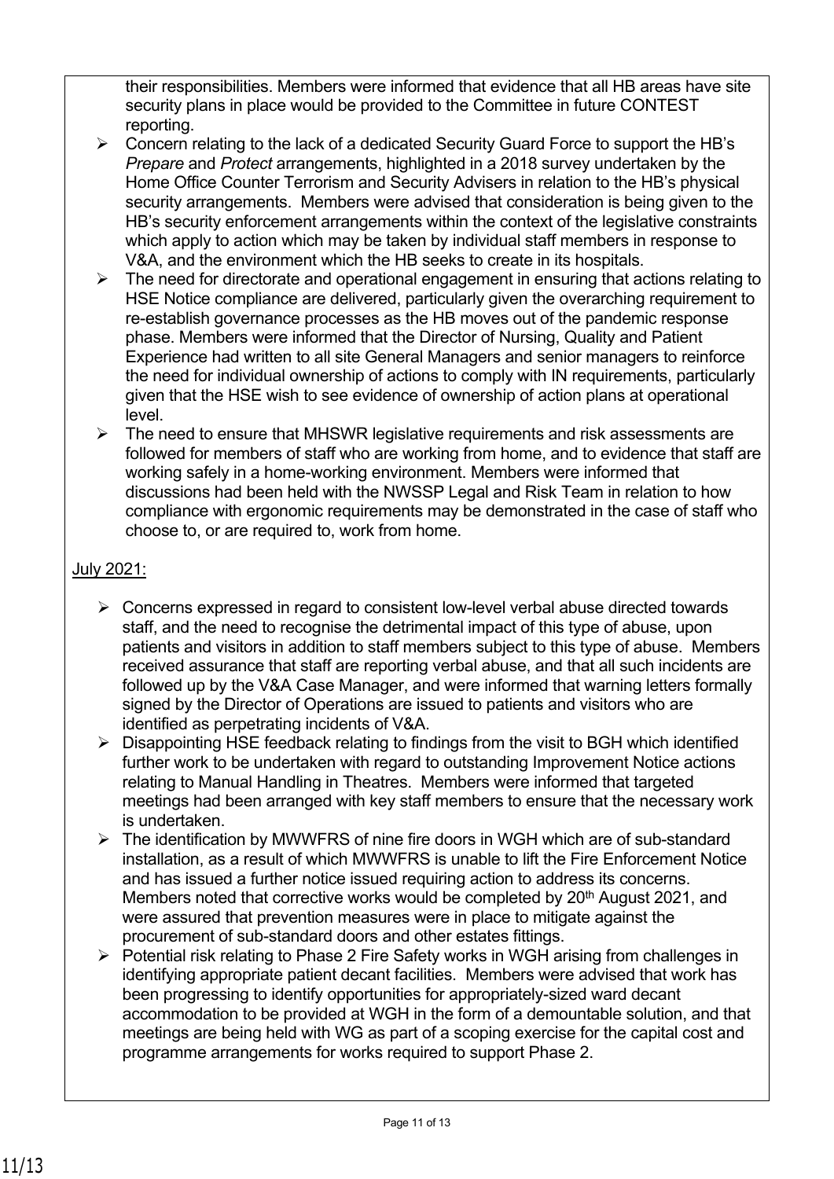their responsibilities. Members were informed that evidence that all HB areas have site security plans in place would be provided to the Committee in future CONTEST reporting.

- Concern relating to the lack of a dedicated Security Guard Force to support the HB's *Prepare* and *Protect* arrangements, highlighted in a 2018 survey undertaken by the Home Office Counter Terrorism and Security Advisers in relation to the HB's physical security arrangements. Members were advised that consideration is being given to the HB's security enforcement arrangements within the context of the legislative constraints which apply to action which may be taken by individual staff members in response to V&A, and the environment which the HB seeks to create in its hospitals.
- The need for directorate and operational engagement in ensuring that actions relating to HSE Notice compliance are delivered, particularly given the overarching requirement to re-establish governance processes as the HB moves out of the pandemic response phase. Members were informed that the Director of Nursing, Quality and Patient Experience had written to all site General Managers and senior managers to reinforce the need for individual ownership of actions to comply with IN requirements, particularly given that the HSE wish to see evidence of ownership of action plans at operational level.
- The need to ensure that MHSWR legislative requirements and risk assessments are followed for members of staff who are working from home, and to evidence that staff are working safely in a home-working environment. Members were informed that discussions had been held with the NWSSP Legal and Risk Team in relation to how compliance with ergonomic requirements may be demonstrated in the case of staff who choose to, or are required to, work from home.

<u>July 2021:</u>

- Concerns expressed in regard to consistent low-level verbal abuse directed towards staff, and the need to recognise the detrimental impact of this type of abuse, upon patients and visitors in addition to staff members subject to this type of abuse. Members received assurance that staff are reporting verbal abuse, and that all such incidents are followed up by the V&A Case Manager, and were informed that warning letters formally signed by the Director of Operations are issued to patients and visitors who are identified as perpetrating incidents of V&A.
- Disappointing HSE feedback relating to findings from the visit to BGH which identified further work to be undertaken with regard to outstanding Improvement Notice actions relating to Manual Handling in Theatres. Members were informed that targeted meetings had been arranged with key staff members to ensure that the necessary work is undertaken.
- The identification by MWWFRS of nine fire doors in WGH which are of sub-standard installation, as a result of which MWWFRS is unable to lift the Fire Enforcement Notice and has issued a further notice issued requiring action to address its concerns. Members noted that corrective works would be completed by 20th August 2021, and were assured that prevention measures were in place to mitigate against the procurement of sub-standard doors and other estates fittings.
- Potential risk relating to Phase 2 Fire Safety works in WGH arising from challenges in identifying appropriate patient decant facilities. Members were advised that work has been progressing to identify opportunities for appropriately-sized ward decant accommodation to be provided at WGH in the form of a demountable solution, and that meetings are being held with WG as part of a scoping exercise for the capital cost and programme arrangements for works required to support Phase 2.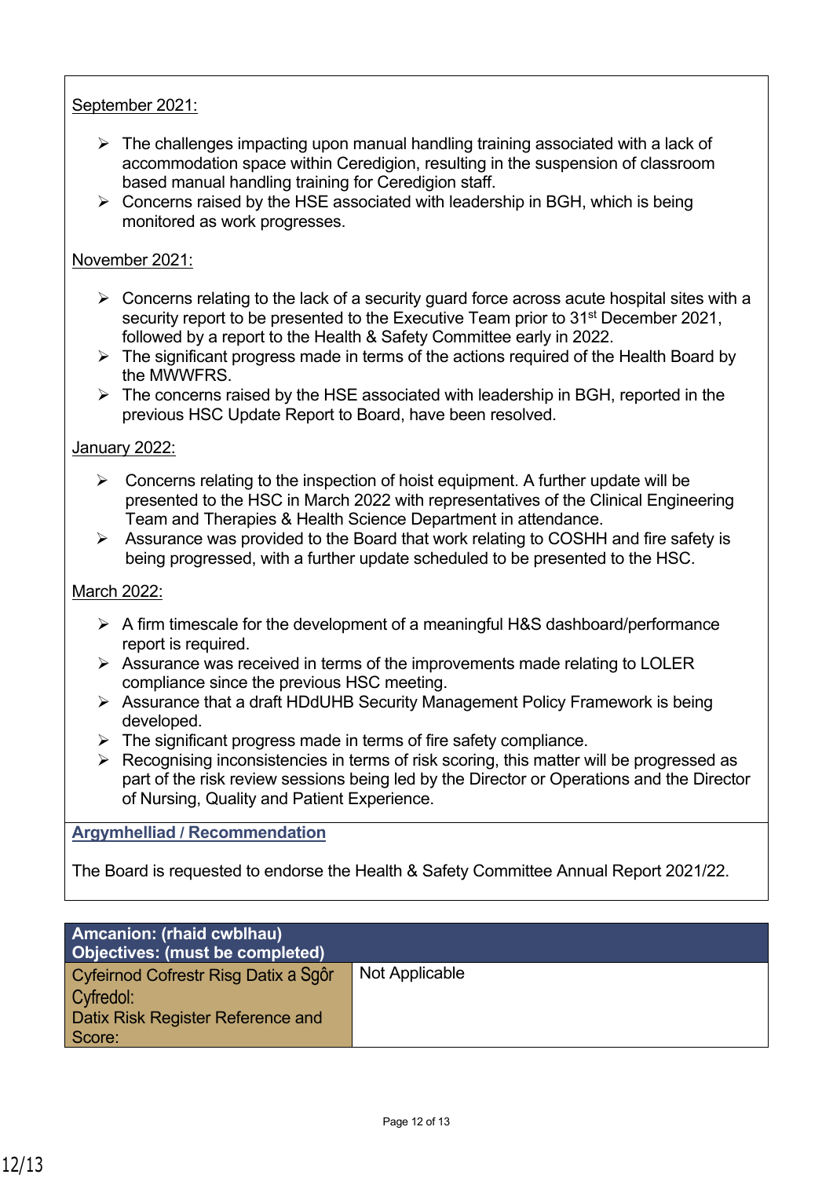September 2021:

- The challenges impacting upon manual handling training associated with a lack of accommodation space within Ceredigion, resulting in the suspension of classroom based manual handling training for Ceredigion staff.
- Concerns raised by the HSE associated with leadership in BGH, which is being monitored as work progresses.

November 2021:

- Concerns relating to the lack of a security guard force across acute hospital sites with a security report to be presented to the Executive Team prior to 31st December 2021, followed by a report to the Health & Safety Committee early in 2022.
- The significant progress made in terms of the actions required of the Health Board by the MWWFRS.
- The concerns raised by the HSE associated with leadership in BGH, reported in the previous HSC Update Report to Board, have been resolved.

January 2022:

- Concerns relating to the inspection of hoist equipment. A further update will be presented to the HSC in March 2022 with representatives of the Clinical Engineering Team and Therapies & Health Science Department in attendance.
- Assurance was provided to the Board that work relating to COSHH and fire safety is being progressed, with a further update scheduled to be presented to the HSC.

March 2022:

- A firm timescale for the development of a meaningful H&S dashboard/performance report is required.
- Assurance was received in terms of the improvements made relating to LOLER compliance since the previous HSC meeting.
- Assurance that a draft HDdUHB Security Management Policy Framework is being developed.
- The significant progress made in terms of fire safety compliance.
- Recognising inconsistencies in terms of risk scoring, this matter will be progressed as part of the risk review sessions being led by the Director or Operations and the Director of Nursing, Quality and Patient Experience.

**Argymhelliad / Recommendation**

The Board is requested to endorse the Health & Safety Committee Annual Report 2021/22.

| **Amcanion: (rhaid cwblhau)<br>Objectives: (must be completed)** | |
|---|---|
| Cyfeirnod Cofrestr Risg Datix a Sgôr Cyfredol:<br>Datix Risk Register Reference and Score: | Not Applicable |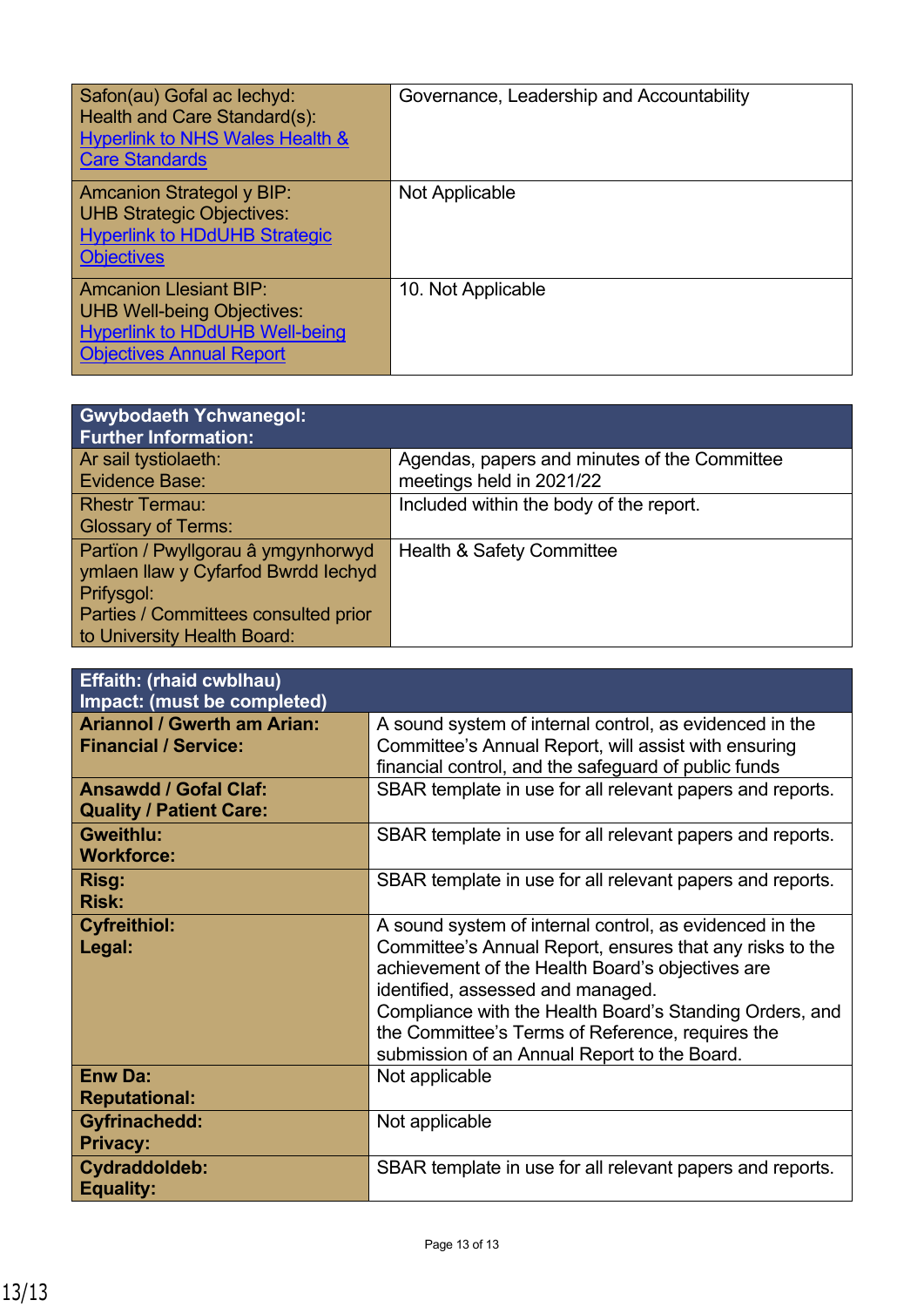| | |
|---|---|
| Safon(au) Gofal ac Iechyd:<br>Health and Care Standard(s):<br>Hyperlink to NHS Wales Health & Care Standards | Governance, Leadership and Accountability |
| Amcanion Strategol y BIP:<br>UHB Strategic Objectives:<br>Hyperlink to HDdUHB Strategic Objectives | Not Applicable |
| Amcanion Llesiant BIP:<br>UHB Well-being Objectives:<br>Hyperlink to HDdUHB Well-being Objectives Annual Report | 10. Not Applicable |

| **Gwybodaeth Ychwanegol:<br>Further Information:** | |
|---|---|
| Ar sail tystiolaeth:<br>Evidence Base: | Agendas, papers and minutes of the Committee meetings held in 2021/22 |
| Rhestr Termau:<br>Glossary of Terms: | Included within the body of the report. |
| Partïon / Pwyllgorau â ymgynhorwyd ymlaen llaw y Cyfarfod Bwrdd Iechyd Prifysgol:<br>Parties / Committees consulted prior to University Health Board: | Health & Safety Committee |

| **Effaith: (rhaid cwblhau)<br>Impact: (must be completed)** | |
|---|---|
| **Ariannol / Gwerth am Arian:<br>Financial / Service:** | A sound system of internal control, as evidenced in the Committee's Annual Report, will assist with ensuring financial control, and the safeguard of public funds |
| **Ansawdd / Gofal Claf:<br>Quality / Patient Care:** | SBAR template in use for all relevant papers and reports. |
| **Gweithlu:<br>Workforce:** | SBAR template in use for all relevant papers and reports. |
| **Risg:<br>Risk:** | SBAR template in use for all relevant papers and reports. |
| **Cyfreithiol:<br>Legal:** | A sound system of internal control, as evidenced in the Committee's Annual Report, ensures that any risks to the achievement of the Health Board's objectives are identified, assessed and managed.<br>Compliance with the Health Board's Standing Orders, and the Committee's Terms of Reference, requires the submission of an Annual Report to the Board. |
| **Enw Da:<br>Reputational:** | Not applicable |
| **Gyfrinachedd:<br>Privacy:** | Not applicable |
| **Cydraddoldeb:<br>Equality:** | SBAR template in use for all relevant papers and reports. |